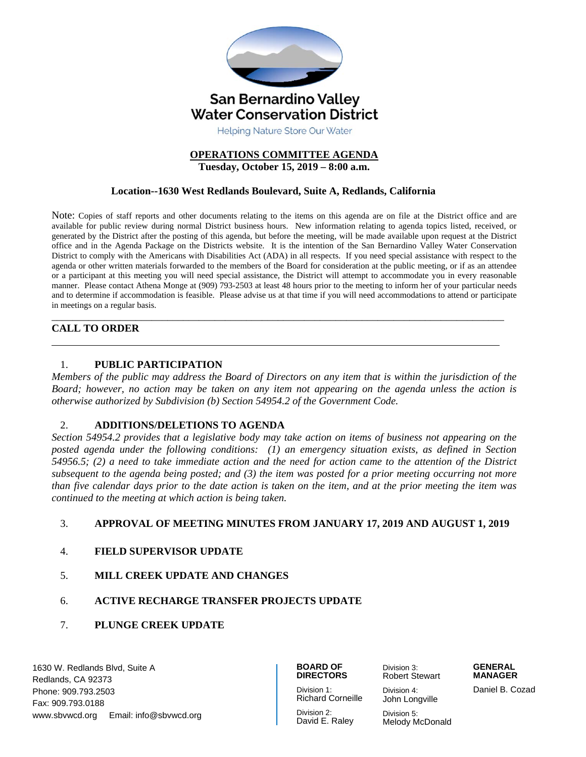# San Bernardino Valley Water Conservation District

Helping Nature Store Our Water

## OPERATIONS COMMITTEE AGENDA

**Tuesday, October 15, 2019 – 8:00 a.m.**

**Location--1630 West Redlands Boulevard, Suite A, Redlands, California**

Note: Copies of staff reports and other documents relating to the items on this agenda are on file at the District office and are available for public review during normal District business hours. New information relating to agenda topics listed, received, or generated by the District after the posting of this agenda, but before the meeting, will be made available upon request at the District office and in the Agenda Package on the Districts website. It is the intention of the San Bernardino Valley Water Conservation District to comply with the Americans with Disabilities Act (ADA) in all respects. If you need special assistance with respect to the agenda or other written materials forwarded to the members of the Board for consideration at the public meeting, or if as an attendee or a participant at this meeting you will need special assistance, the District will attempt to accommodate you in every reasonable manner. Please contact Athena Monge at (909) 793-2503 at least 48 hours prior to the meeting to inform her of your particular needs and to determine if accommodation is feasible. Please advise us at that time if you will need accommodations to attend or participate in meetings on a regular basis.

---

## CALL TO ORDER

---

1. **PUBLIC PARTICIPATION**

*Members of the public may address the Board of Directors on any item that is within the jurisdiction of the Board; however, no action may be taken on any item not appearing on the agenda unless the action is otherwise authorized by Subdivision (b) Section 54954.2 of the Government Code.*

2. **ADDITIONS/DELETIONS TO AGENDA**

*Section 54954.2 provides that a legislative body may take action on items of business not appearing on the posted agenda under the following conditions: (1) an emergency situation exists, as defined in Section 54956.5; (2) a need to take immediate action and the need for action came to the attention of the District subsequent to the agenda being posted; and (3) the item was posted for a prior meeting occurring not more than five calendar days prior to the date action is taken on the item, and at the prior meeting the item was continued to the meeting at which action is being taken.*

3. **APPROVAL OF MEETING MINUTES FROM JANUARY 17, 2019 AND AUGUST 1, 2019**

4. **FIELD SUPERVISOR UPDATE**

5. **MILL CREEK UPDATE AND CHANGES**

6. **ACTIVE RECHARGE TRANSFER PROJECTS UPDATE**

7. **PLUNGE CREEK UPDATE**

---

1630 W. Redlands Blvd, Suite A
Redlands, CA 92373
Phone: 909.793.2503
Fax: 909.793.0188
www.sbvwcd.org Email: info@sbvwcd.org

**BOARD OF DIRECTORS**

Division 1: Richard Corneille
Division 2: David E. Raley
Division 3: Robert Stewart
Division 4: John Longville
Division 5: Melody McDonald

**GENERAL MANAGER**

Daniel B. Cozad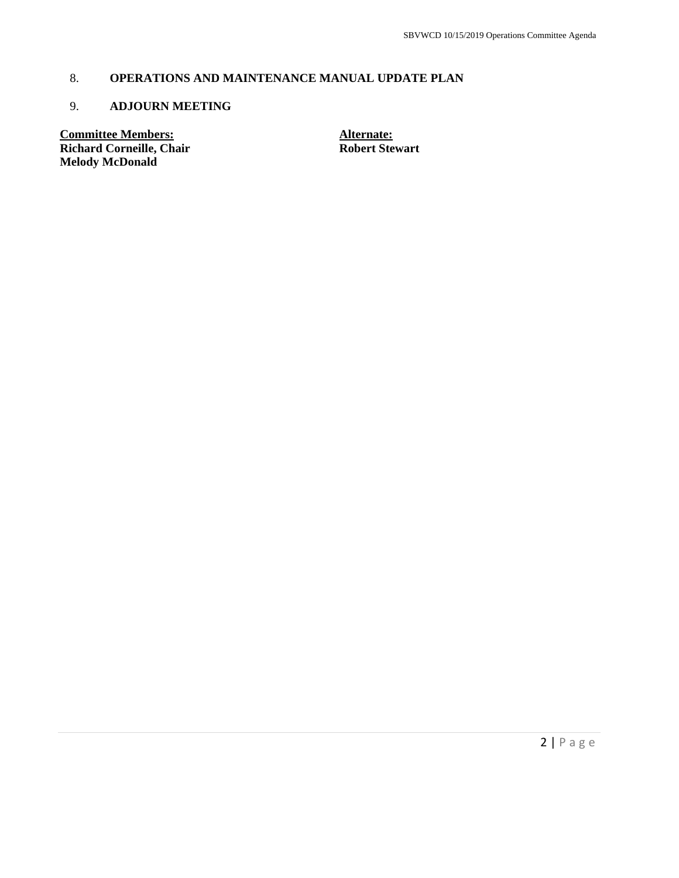8. **OPERATIONS AND MAINTENANCE MANUAL UPDATE PLAN**

9. **ADJOURN MEETING**

**Committee Members:**
**Richard Corneille, Chair**
**Melody McDonald**

**Alternate:**
**Robert Stewart**